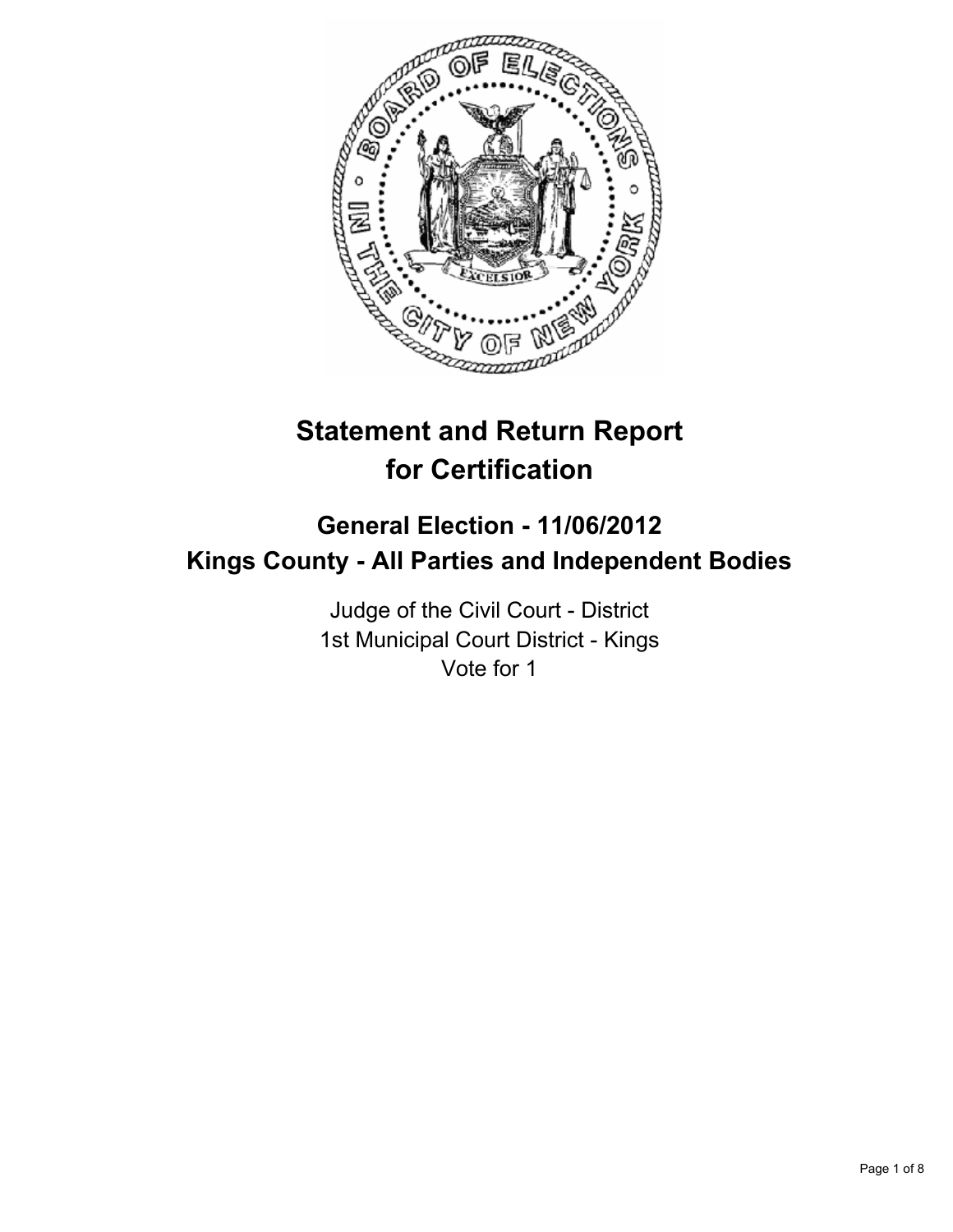# Statement and Return Report for Certification

## General Election - 11/06/2012
## Kings County - All Parties and Independent Bodies

Judge of the Civil Court - District
1st Municipal Court District - Kings
Vote for 1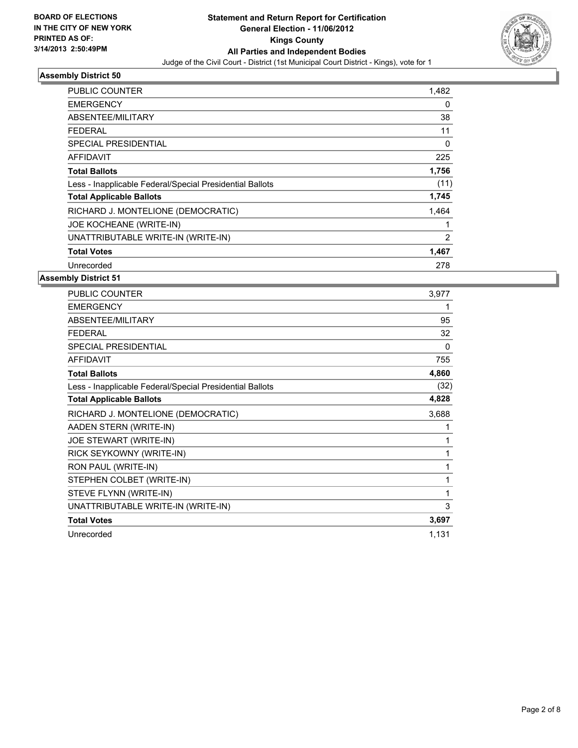**BOARD OF ELECTIONS IN THE CITY OF NEW YORK PRINTED AS OF: 3/14/2013 2:50:49PM**

# Statement and Return Report for Certification
## General Election - 11/06/2012
## Kings County
## All Parties and Independent Bodies
Judge of the Civil Court - District (1st Municipal Court District - Kings), vote for 1

### Assembly District 50

| | |
|---|---|
| PUBLIC COUNTER | 1,482 |
| EMERGENCY | 0 |
| ABSENTEE/MILITARY | 38 |
| FEDERAL | 11 |
| SPECIAL PRESIDENTIAL | 0 |
| AFFIDAVIT | 225 |
| **Total Ballots** | **1,756** |
| Less - Inapplicable Federal/Special Presidential Ballots | (11) |
| **Total Applicable Ballots** | **1,745** |
| RICHARD J. MONTELIONE (DEMOCRATIC) | 1,464 |
| JOE KOCHEANE (WRITE-IN) | 1 |
| UNATTRIBUTABLE WRITE-IN (WRITE-IN) | 2 |
| **Total Votes** | **1,467** |
| Unrecorded | 278 |

### Assembly District 51

| | |
|---|---|
| PUBLIC COUNTER | 3,977 |
| EMERGENCY | 1 |
| ABSENTEE/MILITARY | 95 |
| FEDERAL | 32 |
| SPECIAL PRESIDENTIAL | 0 |
| AFFIDAVIT | 755 |
| **Total Ballots** | **4,860** |
| Less - Inapplicable Federal/Special Presidential Ballots | (32) |
| **Total Applicable Ballots** | **4,828** |
| RICHARD J. MONTELIONE (DEMOCRATIC) | 3,688 |
| AADEN STERN (WRITE-IN) | 1 |
| JOE STEWART (WRITE-IN) | 1 |
| RICK SEYKOWNY (WRITE-IN) | 1 |
| RON PAUL (WRITE-IN) | 1 |
| STEPHEN COLBET (WRITE-IN) | 1 |
| STEVE FLYNN (WRITE-IN) | 1 |
| UNATTRIBUTABLE WRITE-IN (WRITE-IN) | 3 |
| **Total Votes** | **3,697** |
| Unrecorded | 1,131 |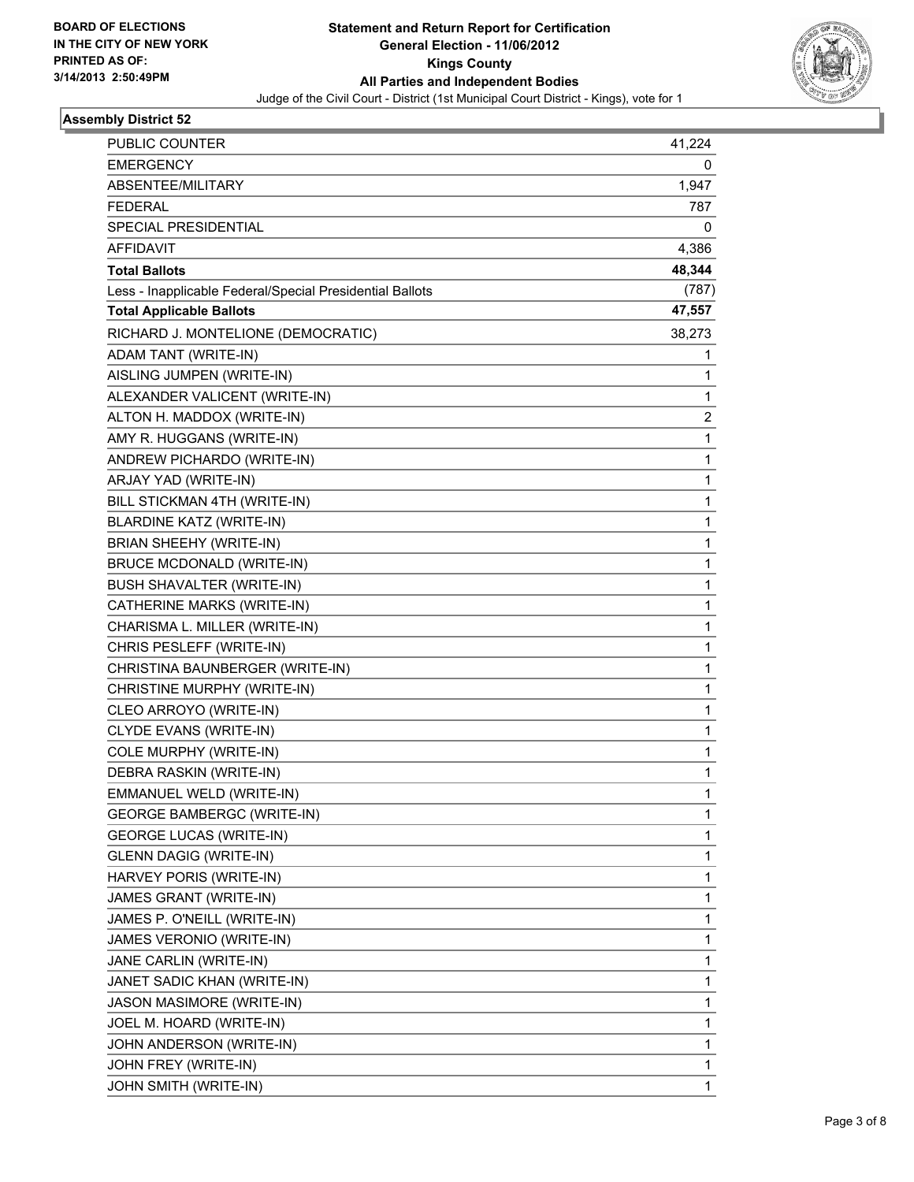BOARD OF ELECTIONS
IN THE CITY OF NEW YORK
PRINTED AS OF:
3/14/2013 2:50:49PM

**Statement and Return Report for Certification**
**General Election - 11/06/2012**
**Kings County**
**All Parties and Independent Bodies**
Judge of the Civil Court - District (1st Municipal Court District - Kings), vote for 1

## Assembly District 52

| | |
|---|---|
| PUBLIC COUNTER | 41,224 |
| EMERGENCY | 0 |
| ABSENTEE/MILITARY | 1,947 |
| FEDERAL | 787 |
| SPECIAL PRESIDENTIAL | 0 |
| AFFIDAVIT | 4,386 |
| **Total Ballots** | **48,344** |
| Less - Inapplicable Federal/Special Presidential Ballots | (787) |
| **Total Applicable Ballots** | **47,557** |
| RICHARD J. MONTELIONE (DEMOCRATIC) | 38,273 |
| ADAM TANT (WRITE-IN) | 1 |
| AISLING JUMPEN (WRITE-IN) | 1 |
| ALEXANDER VALICENT (WRITE-IN) | 1 |
| ALTON H. MADDOX (WRITE-IN) | 2 |
| AMY R. HUGGANS (WRITE-IN) | 1 |
| ANDREW PICHARDO (WRITE-IN) | 1 |
| ARJAY YAD (WRITE-IN) | 1 |
| BILL STICKMAN 4TH (WRITE-IN) | 1 |
| BLARDINE KATZ (WRITE-IN) | 1 |
| BRIAN SHEEHY (WRITE-IN) | 1 |
| BRUCE MCDONALD (WRITE-IN) | 1 |
| BUSH SHAVALTER (WRITE-IN) | 1 |
| CATHERINE MARKS (WRITE-IN) | 1 |
| CHARISMA L. MILLER (WRITE-IN) | 1 |
| CHRIS PESLEFF (WRITE-IN) | 1 |
| CHRISTINA BAUNBERGER (WRITE-IN) | 1 |
| CHRISTINE MURPHY (WRITE-IN) | 1 |
| CLEO ARROYO (WRITE-IN) | 1 |
| CLYDE EVANS (WRITE-IN) | 1 |
| COLE MURPHY (WRITE-IN) | 1 |
| DEBRA RASKIN (WRITE-IN) | 1 |
| EMMANUEL WELD (WRITE-IN) | 1 |
| GEORGE BAMBERGC (WRITE-IN) | 1 |
| GEORGE LUCAS (WRITE-IN) | 1 |
| GLENN DAGIG (WRITE-IN) | 1 |
| HARVEY PORIS (WRITE-IN) | 1 |
| JAMES GRANT (WRITE-IN) | 1 |
| JAMES P. O'NEILL (WRITE-IN) | 1 |
| JAMES VERONIO (WRITE-IN) | 1 |
| JANE CARLIN (WRITE-IN) | 1 |
| JANET SADIC KHAN (WRITE-IN) | 1 |
| JASON MASIMORE (WRITE-IN) | 1 |
| JOEL M. HOARD (WRITE-IN) | 1 |
| JOHN ANDERSON (WRITE-IN) | 1 |
| JOHN FREY (WRITE-IN) | 1 |
| JOHN SMITH (WRITE-IN) | 1 |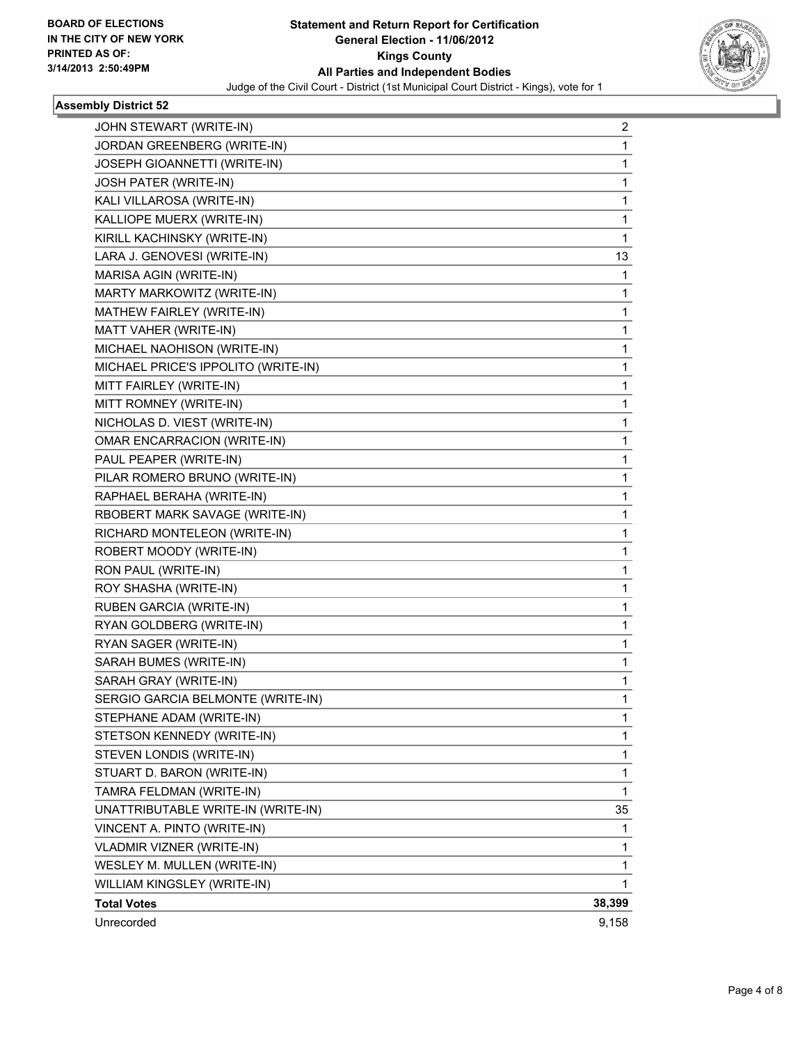BOARD OF ELECTIONS
IN THE CITY OF NEW YORK
PRINTED AS OF:
3/14/2013 2:50:49PM

**Statement and Return Report for Certification**
**General Election - 11/06/2012**
**Kings County**
**All Parties and Independent Bodies**
Judge of the Civil Court - District (1st Municipal Court District - Kings), vote for 1

### Assembly District 52

| | |
|---|---|
| JOHN STEWART (WRITE-IN) | 2 |
| JORDAN GREENBERG (WRITE-IN) | 1 |
| JOSEPH GIOANNETTI (WRITE-IN) | 1 |
| JOSH PATER (WRITE-IN) | 1 |
| KALI VILLAROSA (WRITE-IN) | 1 |
| KALLIOPE MUERX (WRITE-IN) | 1 |
| KIRILL KACHINSKY (WRITE-IN) | 1 |
| LARA J. GENOVESI (WRITE-IN) | 13 |
| MARISA AGIN (WRITE-IN) | 1 |
| MARTY MARKOWITZ (WRITE-IN) | 1 |
| MATHEW FAIRLEY (WRITE-IN) | 1 |
| MATT VAHER (WRITE-IN) | 1 |
| MICHAEL NAOHISON (WRITE-IN) | 1 |
| MICHAEL PRICE'S IPPOLITO (WRITE-IN) | 1 |
| MITT FAIRLEY (WRITE-IN) | 1 |
| MITT ROMNEY (WRITE-IN) | 1 |
| NICHOLAS D. VIEST (WRITE-IN) | 1 |
| OMAR ENCARRACION (WRITE-IN) | 1 |
| PAUL PEAPER (WRITE-IN) | 1 |
| PILAR ROMERO BRUNO (WRITE-IN) | 1 |
| RAPHAEL BERAHA (WRITE-IN) | 1 |
| RBOBERT MARK SAVAGE (WRITE-IN) | 1 |
| RICHARD MONTELEON (WRITE-IN) | 1 |
| ROBERT MOODY (WRITE-IN) | 1 |
| RON PAUL (WRITE-IN) | 1 |
| ROY SHASHA (WRITE-IN) | 1 |
| RUBEN GARCIA (WRITE-IN) | 1 |
| RYAN GOLDBERG (WRITE-IN) | 1 |
| RYAN SAGER (WRITE-IN) | 1 |
| SARAH BUMES (WRITE-IN) | 1 |
| SARAH GRAY (WRITE-IN) | 1 |
| SERGIO GARCIA BELMONTE (WRITE-IN) | 1 |
| STEPHANE ADAM (WRITE-IN) | 1 |
| STETSON KENNEDY (WRITE-IN) | 1 |
| STEVEN LONDIS (WRITE-IN) | 1 |
| STUART D. BARON (WRITE-IN) | 1 |
| TAMRA FELDMAN (WRITE-IN) | 1 |
| UNATTRIBUTABLE WRITE-IN (WRITE-IN) | 35 |
| VINCENT A. PINTO (WRITE-IN) | 1 |
| VLADMIR VIZNER (WRITE-IN) | 1 |
| WESLEY M. MULLEN (WRITE-IN) | 1 |
| WILLIAM KINGSLEY (WRITE-IN) | 1 |
| **Total Votes** | **38,399** |
| Unrecorded | 9,158 |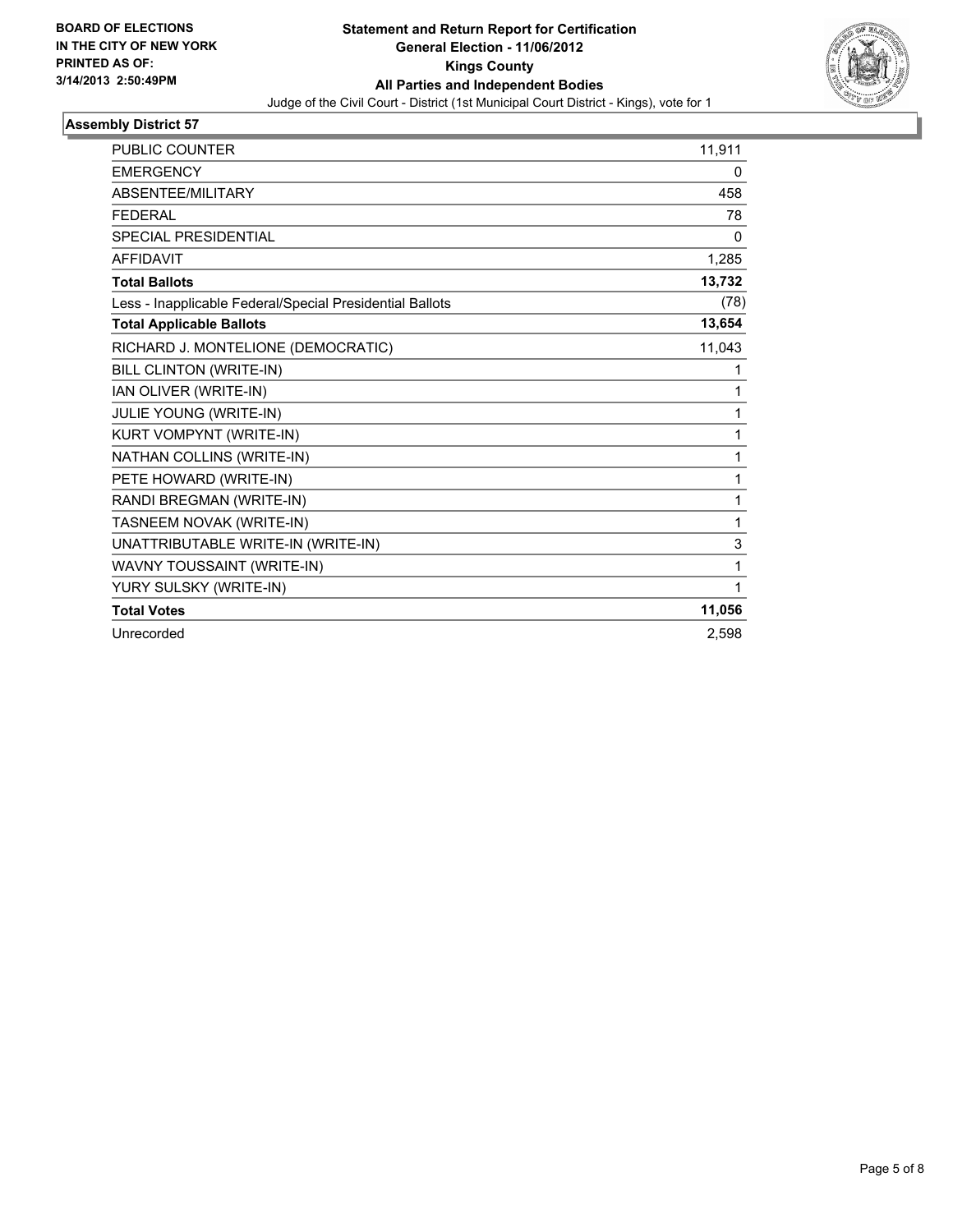**BOARD OF ELECTIONS IN THE CITY OF NEW YORK**
**PRINTED AS OF: 3/14/2013 2:50:49PM**

**Statement and Return Report for Certification**
**General Election - 11/06/2012**
**Kings County**
**All Parties and Independent Bodies**
Judge of the Civil Court - District (1st Municipal Court District - Kings), vote for 1

## Assembly District 57

| | |
|---|---|
| PUBLIC COUNTER | 11,911 |
| EMERGENCY | 0 |
| ABSENTEE/MILITARY | 458 |
| FEDERAL | 78 |
| SPECIAL PRESIDENTIAL | 0 |
| AFFIDAVIT | 1,285 |
| **Total Ballots** | **13,732** |
| Less - Inapplicable Federal/Special Presidential Ballots | (78) |
| **Total Applicable Ballots** | **13,654** |
| RICHARD J. MONTELIONE (DEMOCRATIC) | 11,043 |
| BILL CLINTON (WRITE-IN) | 1 |
| IAN OLIVER (WRITE-IN) | 1 |
| JULIE YOUNG (WRITE-IN) | 1 |
| KURT VOMPYNT (WRITE-IN) | 1 |
| NATHAN COLLINS (WRITE-IN) | 1 |
| PETE HOWARD (WRITE-IN) | 1 |
| RANDI BREGMAN (WRITE-IN) | 1 |
| TASNEEM NOVAK (WRITE-IN) | 1 |
| UNATTRIBUTABLE WRITE-IN (WRITE-IN) | 3 |
| WAVNY TOUSSAINT (WRITE-IN) | 1 |
| YURY SULSKY (WRITE-IN) | 1 |
| **Total Votes** | **11,056** |
| Unrecorded | 2,598 |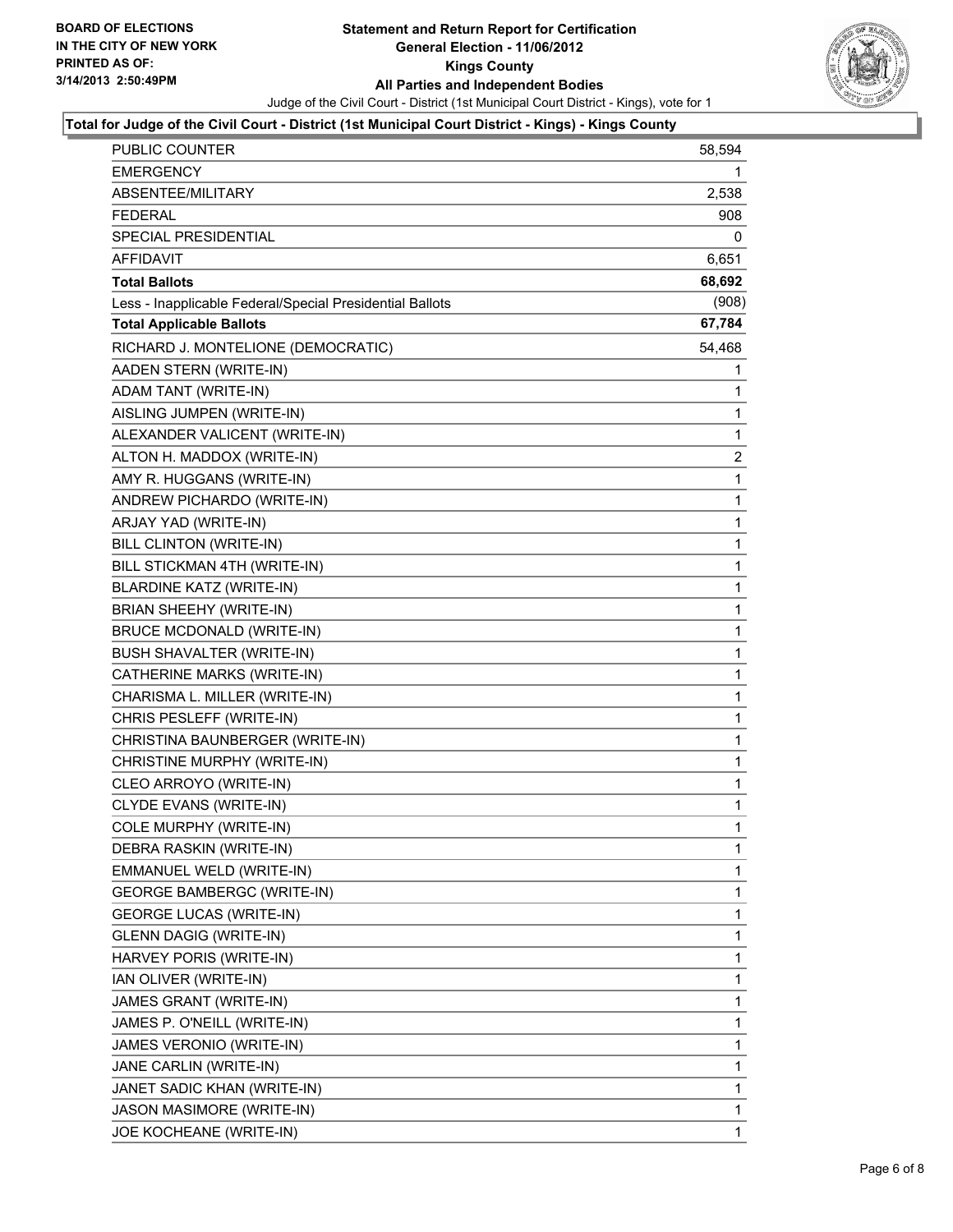**BOARD OF ELECTIONS IN THE CITY OF NEW YORK PRINTED AS OF: 3/14/2013 2:50:49PM**

# Statement and Return Report for Certification
## General Election - 11/06/2012
## Kings County
## All Parties and Independent Bodies

Judge of the Civil Court - District (1st Municipal Court District - Kings), vote for 1

### Total for Judge of the Civil Court - District (1st Municipal Court District - Kings) - Kings County

| | |
|---|---|
| PUBLIC COUNTER | 58,594 |
| EMERGENCY | 1 |
| ABSENTEE/MILITARY | 2,538 |
| FEDERAL | 908 |
| SPECIAL PRESIDENTIAL | 0 |
| AFFIDAVIT | 6,651 |
| **Total Ballots** | **68,692** |
| Less - Inapplicable Federal/Special Presidential Ballots | (908) |
| **Total Applicable Ballots** | **67,784** |
| RICHARD J. MONTELIONE (DEMOCRATIC) | 54,468 |
| AADEN STERN (WRITE-IN) | 1 |
| ADAM TANT (WRITE-IN) | 1 |
| AISLING JUMPEN (WRITE-IN) | 1 |
| ALEXANDER VALICENT (WRITE-IN) | 1 |
| ALTON H. MADDOX (WRITE-IN) | 2 |
| AMY R. HUGGANS (WRITE-IN) | 1 |
| ANDREW PICHARDO (WRITE-IN) | 1 |
| ARJAY YAD (WRITE-IN) | 1 |
| BILL CLINTON (WRITE-IN) | 1 |
| BILL STICKMAN 4TH (WRITE-IN) | 1 |
| BLARDINE KATZ (WRITE-IN) | 1 |
| BRIAN SHEEHY (WRITE-IN) | 1 |
| BRUCE MCDONALD (WRITE-IN) | 1 |
| BUSH SHAVALTER (WRITE-IN) | 1 |
| CATHERINE MARKS (WRITE-IN) | 1 |
| CHARISMA L. MILLER (WRITE-IN) | 1 |
| CHRIS PESLEFF (WRITE-IN) | 1 |
| CHRISTINA BAUNBERGER (WRITE-IN) | 1 |
| CHRISTINE MURPHY (WRITE-IN) | 1 |
| CLEO ARROYO (WRITE-IN) | 1 |
| CLYDE EVANS (WRITE-IN) | 1 |
| COLE MURPHY (WRITE-IN) | 1 |
| DEBRA RASKIN (WRITE-IN) | 1 |
| EMMANUEL WELD (WRITE-IN) | 1 |
| GEORGE BAMBERGC (WRITE-IN) | 1 |
| GEORGE LUCAS (WRITE-IN) | 1 |
| GLENN DAGIG (WRITE-IN) | 1 |
| HARVEY PORIS (WRITE-IN) | 1 |
| IAN OLIVER (WRITE-IN) | 1 |
| JAMES GRANT (WRITE-IN) | 1 |
| JAMES P. O'NEILL (WRITE-IN) | 1 |
| JAMES VERONIO (WRITE-IN) | 1 |
| JANE CARLIN (WRITE-IN) | 1 |
| JANET SADIC KHAN (WRITE-IN) | 1 |
| JASON MASIMORE (WRITE-IN) | 1 |
| JOE KOCHEANE (WRITE-IN) | 1 |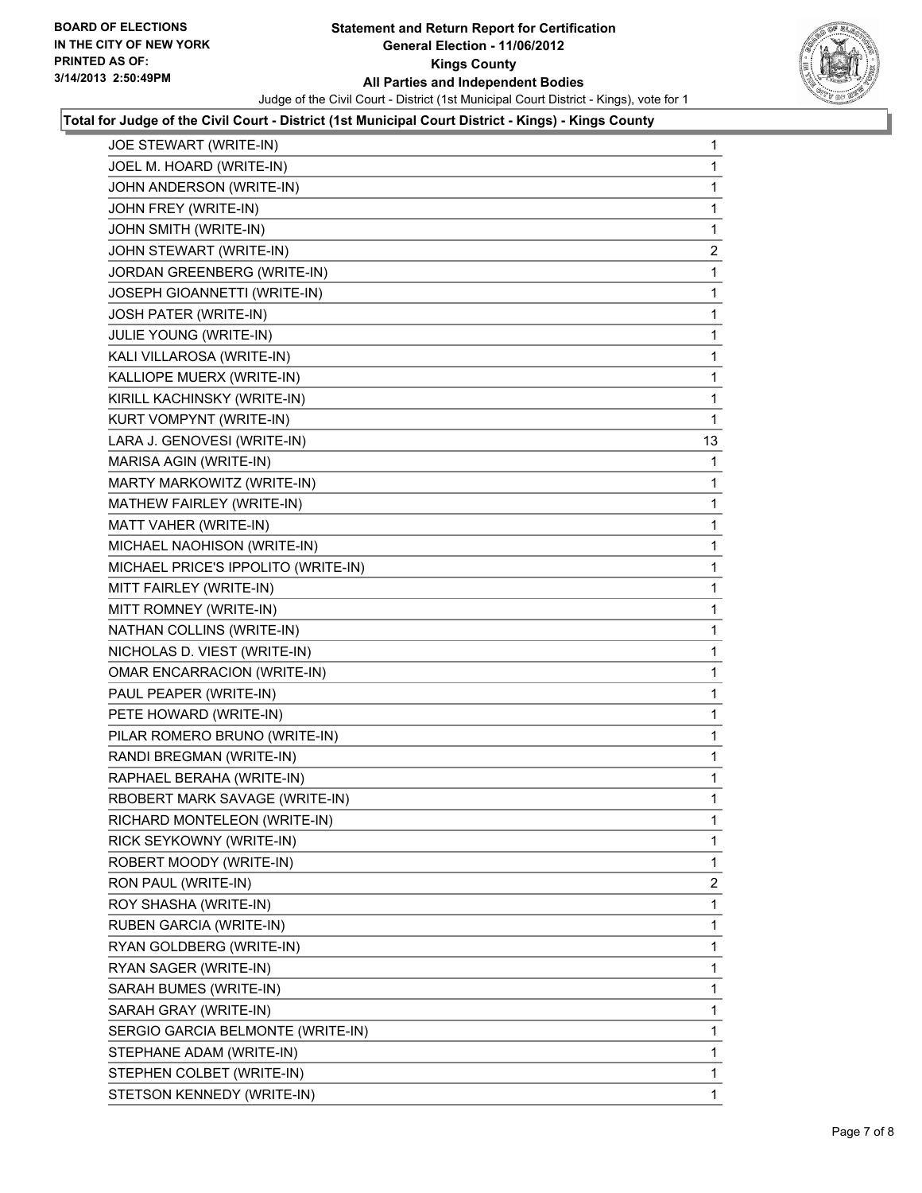**BOARD OF ELECTIONS IN THE CITY OF NEW YORK PRINTED AS OF: 3/14/2013 2:50:49PM**

# Statement and Return Report for Certification
## General Election - 11/06/2012
## Kings County
## All Parties and Independent Bodies

Judge of the Civil Court - District (1st Municipal Court District - Kings), vote for 1

**Total for Judge of the Civil Court - District (1st Municipal Court District - Kings) - Kings County**

| Candidate | Votes |
|---|---|
| JOE STEWART (WRITE-IN) | 1 |
| JOEL M. HOARD (WRITE-IN) | 1 |
| JOHN ANDERSON (WRITE-IN) | 1 |
| JOHN FREY (WRITE-IN) | 1 |
| JOHN SMITH (WRITE-IN) | 1 |
| JOHN STEWART (WRITE-IN) | 2 |
| JORDAN GREENBERG (WRITE-IN) | 1 |
| JOSEPH GIOANNETTI (WRITE-IN) | 1 |
| JOSH PATER (WRITE-IN) | 1 |
| JULIE YOUNG (WRITE-IN) | 1 |
| KALI VILLAROSA (WRITE-IN) | 1 |
| KALLIOPE MUERX (WRITE-IN) | 1 |
| KIRILL KACHINSKY (WRITE-IN) | 1 |
| KURT VOMPYNT (WRITE-IN) | 1 |
| LARA J. GENOVESI (WRITE-IN) | 13 |
| MARISA AGIN (WRITE-IN) | 1 |
| MARTY MARKOWITZ (WRITE-IN) | 1 |
| MATHEW FAIRLEY (WRITE-IN) | 1 |
| MATT VAHER (WRITE-IN) | 1 |
| MICHAEL NAOHISON (WRITE-IN) | 1 |
| MICHAEL PRICE'S IPPOLITO (WRITE-IN) | 1 |
| MITT FAIRLEY (WRITE-IN) | 1 |
| MITT ROMNEY (WRITE-IN) | 1 |
| NATHAN COLLINS (WRITE-IN) | 1 |
| NICHOLAS D. VIEST (WRITE-IN) | 1 |
| OMAR ENCARRACION (WRITE-IN) | 1 |
| PAUL PEAPER (WRITE-IN) | 1 |
| PETE HOWARD (WRITE-IN) | 1 |
| PILAR ROMERO BRUNO (WRITE-IN) | 1 |
| RANDI BREGMAN (WRITE-IN) | 1 |
| RAPHAEL BERAHA (WRITE-IN) | 1 |
| RBOBERT MARK SAVAGE (WRITE-IN) | 1 |
| RICHARD MONTELEON (WRITE-IN) | 1 |
| RICK SEYKOWNY (WRITE-IN) | 1 |
| ROBERT MOODY (WRITE-IN) | 1 |
| RON PAUL (WRITE-IN) | 2 |
| ROY SHASHA (WRITE-IN) | 1 |
| RUBEN GARCIA (WRITE-IN) | 1 |
| RYAN GOLDBERG (WRITE-IN) | 1 |
| RYAN SAGER (WRITE-IN) | 1 |
| SARAH BUMES (WRITE-IN) | 1 |
| SARAH GRAY (WRITE-IN) | 1 |
| SERGIO GARCIA BELMONTE (WRITE-IN) | 1 |
| STEPHANE ADAM (WRITE-IN) | 1 |
| STEPHEN COLBET (WRITE-IN) | 1 |
| STETSON KENNEDY (WRITE-IN) | 1 |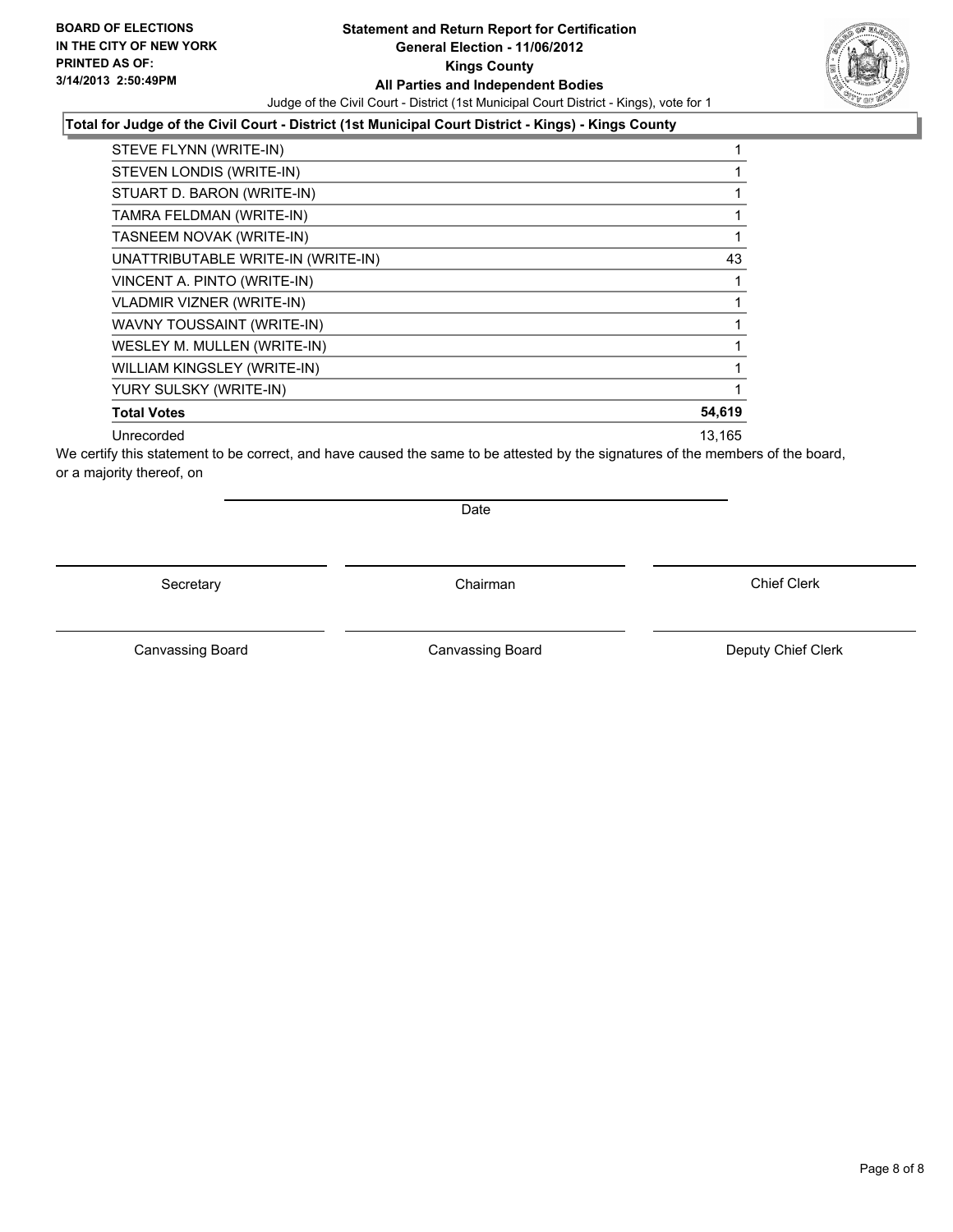**BOARD OF ELECTIONS IN THE CITY OF NEW YORK PRINTED AS OF: 3/14/2013 2:50:49PM**

**Statement and Return Report for Certification**
**General Election - 11/06/2012**
**Kings County**
**All Parties and Independent Bodies**

Judge of the Civil Court - District (1st Municipal Court District - Kings), vote for 1

**Total for Judge of the Civil Court - District (1st Municipal Court District - Kings) - Kings County**

| | |
|---|---|
| STEVE FLYNN (WRITE-IN) | 1 |
| STEVEN LONDIS (WRITE-IN) | 1 |
| STUART D. BARON (WRITE-IN) | 1 |
| TAMRA FELDMAN (WRITE-IN) | 1 |
| TASNEEM NOVAK (WRITE-IN) | 1 |
| UNATTRIBUTABLE WRITE-IN (WRITE-IN) | 43 |
| VINCENT A. PINTO (WRITE-IN) | 1 |
| VLADMIR VIZNER (WRITE-IN) | 1 |
| WAVNY TOUSSAINT (WRITE-IN) | 1 |
| WESLEY M. MULLEN (WRITE-IN) | 1 |
| WILLIAM KINGSLEY (WRITE-IN) | 1 |
| YURY SULSKY (WRITE-IN) | 1 |
| **Total Votes** | **54,619** |
| Unrecorded | 13,165 |

We certify this statement to be correct, and have caused the same to be attested by the signatures of the members of the board, or a majority thereof, on

Date

Secretary | Chairman | Chief Clerk

Canvassing Board | Canvassing Board | Deputy Chief Clerk